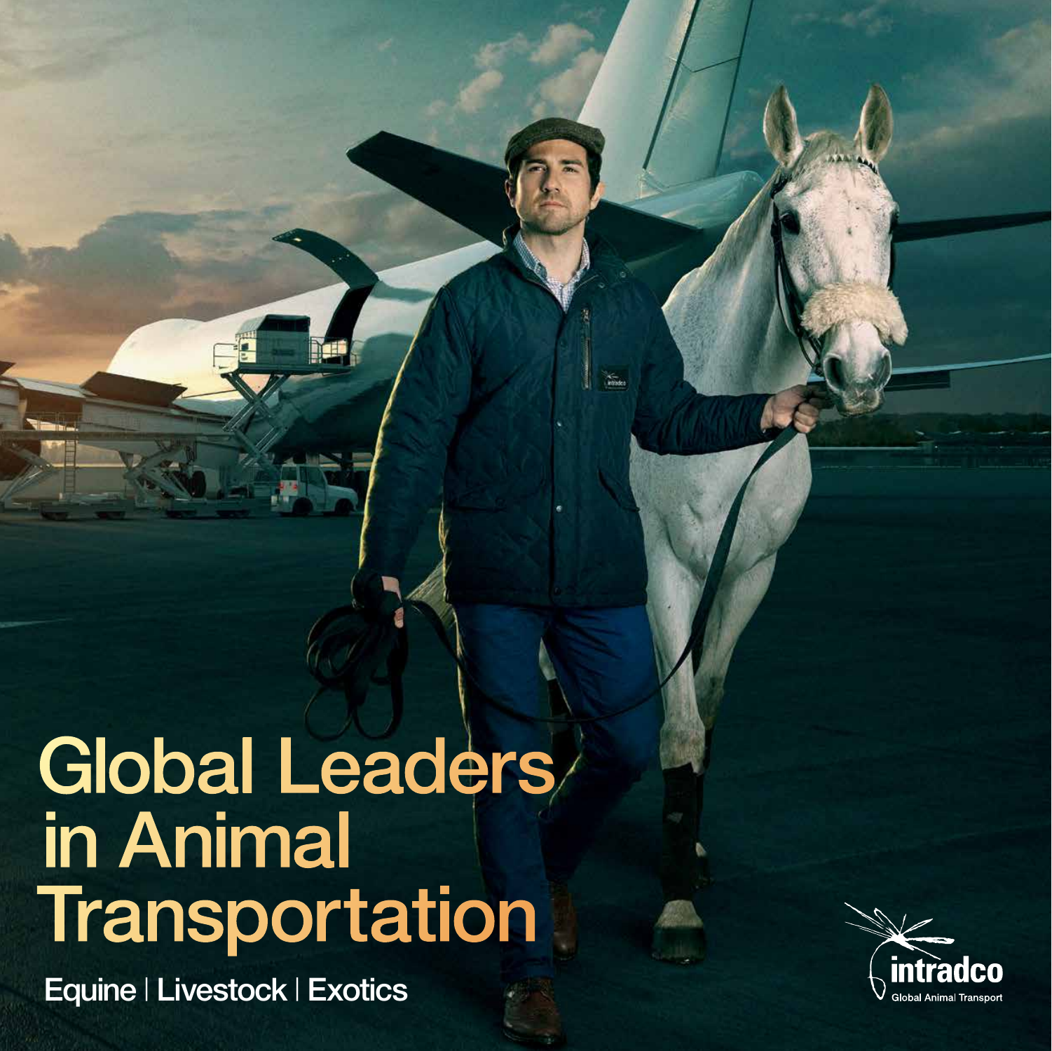# Global Leaders in Animal Transportation

Equine | Livestock | Exotics

intradco
Global Animal Transport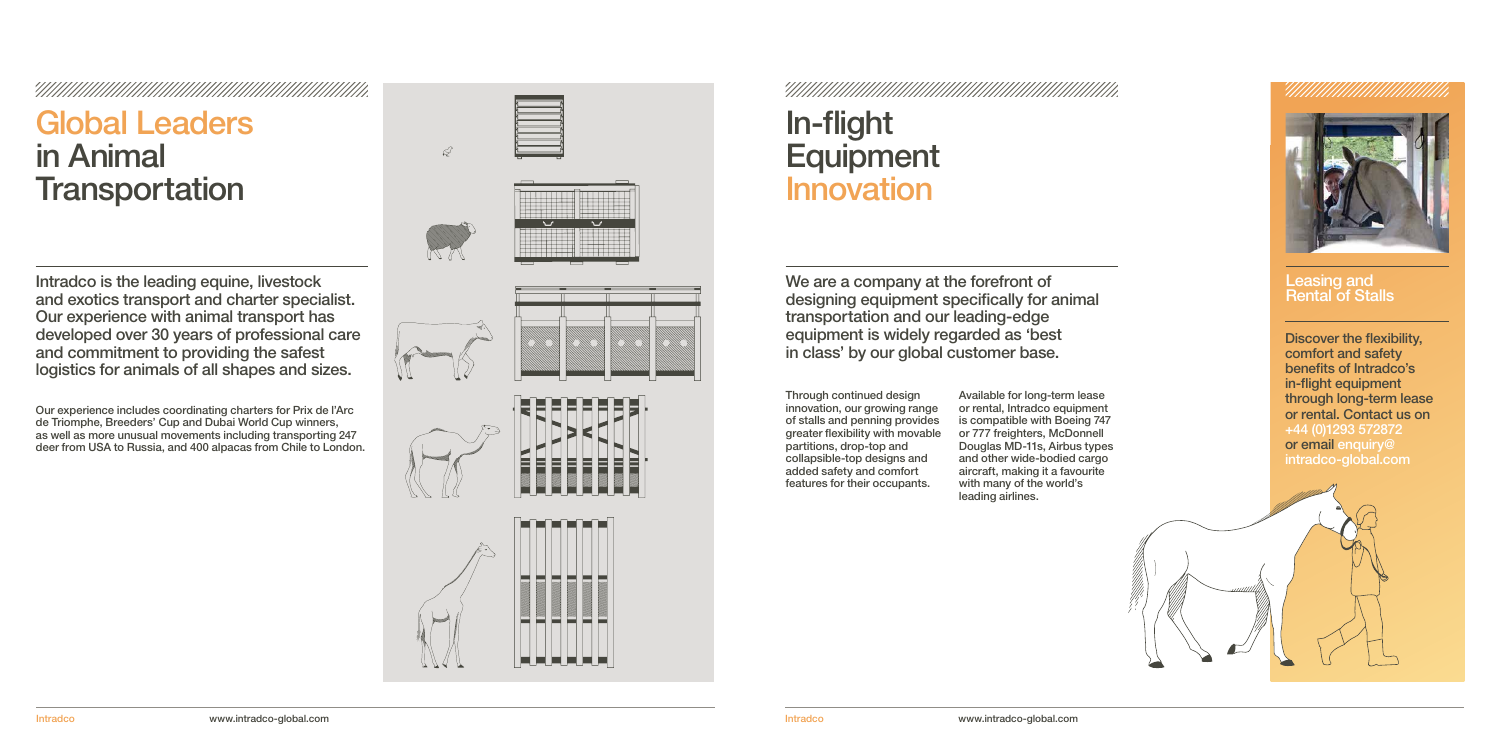# Global Leaders in Animal Transportation

**Intradco is the leading equine, livestock and exotics transport and charter specialist. Our experience with animal transport has developed over 30 years of professional care and commitment to providing the safest logistics for animals of all shapes and sizes.**

Our experience includes coordinating charters for Prix de l'Arc de Triomphe, Breeders' Cup and Dubai World Cup winners, as well as more unusual movements including transporting 247 deer from USA to Russia, and 400 alpacas from Chile to London.

# In-flight Equipment Innovation

**We are a company at the forefront of designing equipment specifically for animal transportation and our leading-edge equipment is widely regarded as 'best in class' by our global customer base.**

Through continued design innovation, our growing range of stalls and penning provides greater flexibility with movable partitions, drop-top and collapsible-top designs and added safety and comfort features for their occupants.

Available for long-term lease or rental, Intradco equipment is compatible with Boeing 747 or 777 freighters, McDonnell Douglas MD-11s, Airbus types and other wide-bodied cargo aircraft, making it a favourite with many of the world's leading airlines.

## Leasing and Rental of Stalls

**Discover the flexibility, comfort and safety benefits of Intradco's in-flight equipment through long-term lease or rental. Contact us on +44 (0)1293 572872 or email enquiry@intradco-global.com**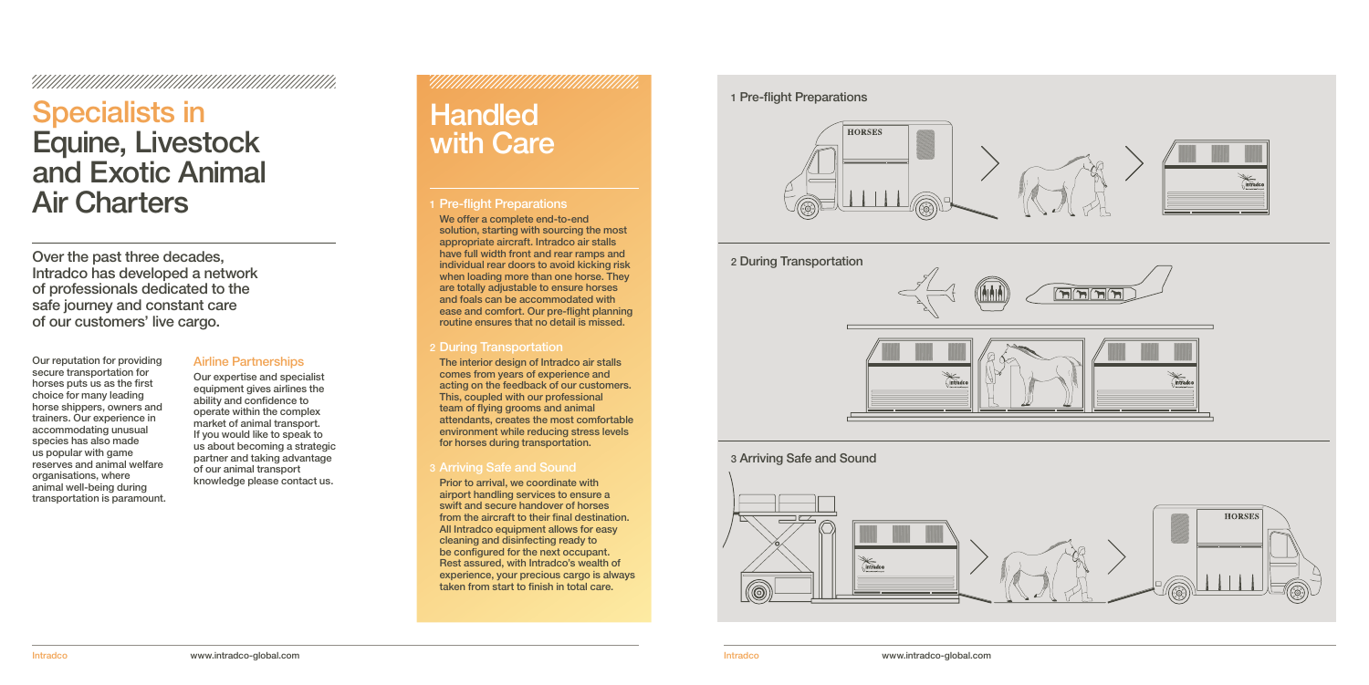# Specialists in Equine, Livestock and Exotic Animal Air Charters

Over the past three decades, Intradco has developed a network of professionals dedicated to the safe journey and constant care of our customers' live cargo.

Our reputation for providing secure transportation for horses puts us as the first choice for many leading horse shippers, owners and trainers. Our experience in accommodating unusual species has also made us popular with game reserves and animal welfare organisations, where animal well-being during transportation is paramount.

## Airline Partnerships

Our expertise and specialist equipment gives airlines the ability and confidence to operate within the complex market of animal transport. If you would like to speak to us about becoming a strategic partner and taking advantage of our animal transport knowledge please contact us.

# Handled with Care

## 1 Pre-flight Preparations

We offer a complete end-to-end solution, starting with sourcing the most appropriate aircraft. Intradco air stalls have full width front and rear ramps and individual rear doors to avoid kicking risk when loading more than one horse. They are totally adjustable to ensure horses and foals can be accommodated with ease and comfort. Our pre-flight planning routine ensures that no detail is missed.

## 2 During Transportation

The interior design of Intradco air stalls comes from years of experience and acting on the feedback of our customers. This, coupled with our professional team of flying grooms and animal attendants, creates the most comfortable environment while reducing stress levels for horses during transportation.

## 3 Arriving Safe and Sound

Prior to arrival, we coordinate with airport handling services to ensure a swift and secure handover of horses from the aircraft to their final destination. All Intradco equipment allows for easy cleaning and disinfecting ready to be configured for the next occupant. Rest assured, with Intradco's wealth of experience, your precious cargo is always taken from start to finish in total care.

1 Pre-flight Preparations

2 During Transportation

3 Arriving Safe and Sound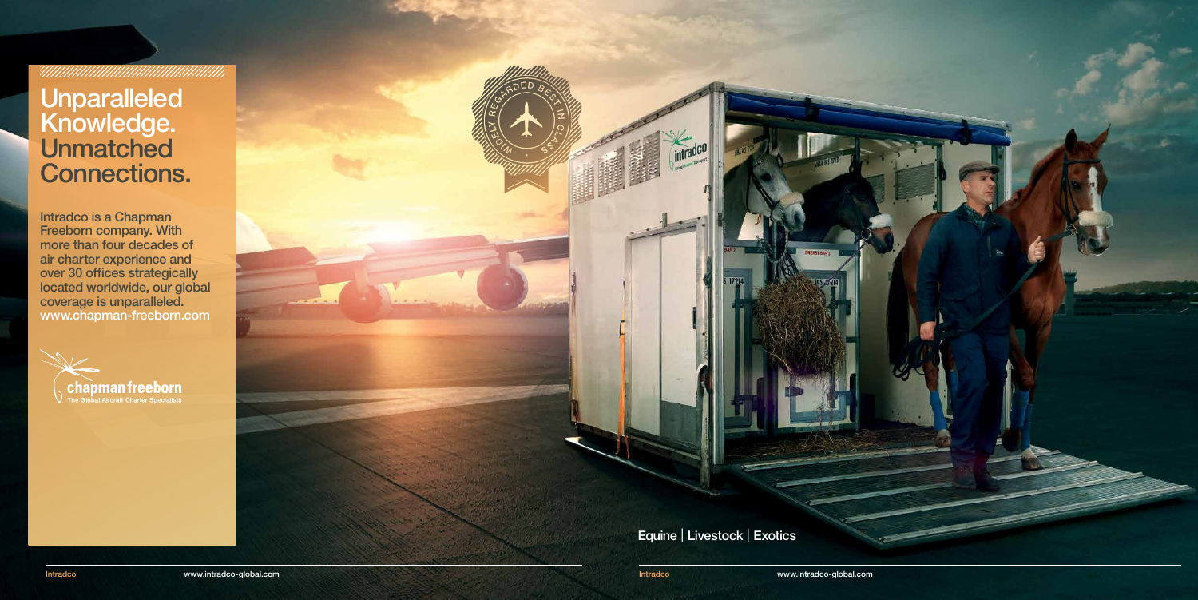# Unparalleled Knowledge. Unmatched Connections.

Intradco is a Chapman Freeborn company. With more than four decades of air charter experience and over 30 offices strategically located worldwide, our global coverage is unparalleled. www.chapman-freeborn.com

chapman freeborn
The Global Aircraft Charter Specialists

WIDELY REGARDED BEST IN CLASS

Equine | Livestock | Exotics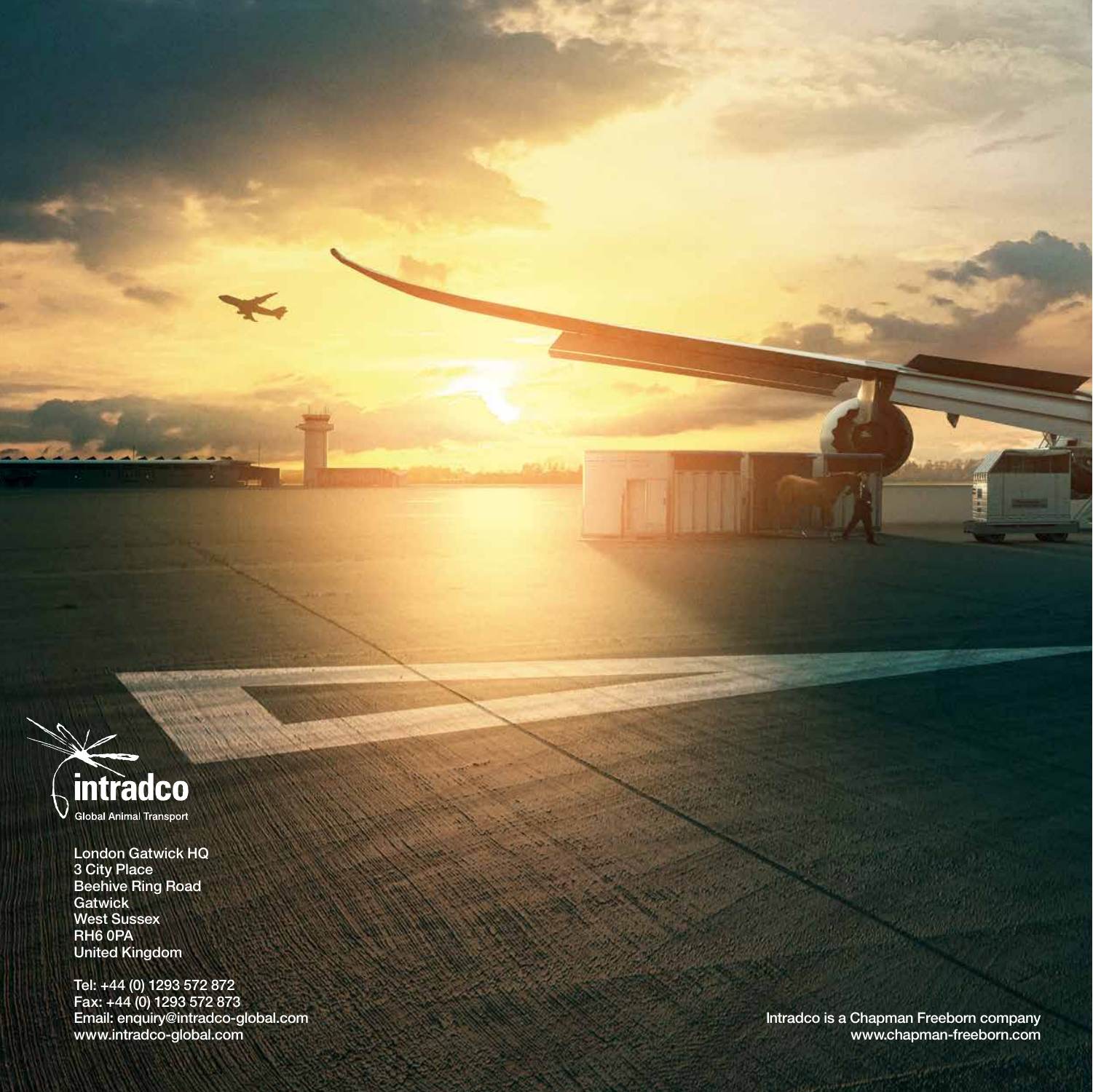intradco

Global Animal Transport

London Gatwick HQ
3 City Place
Beehive Ring Road
Gatwick
West Sussex
RH6 0PA
United Kingdom

Tel: +44 (0) 1293 572 872
Fax: +44 (0) 1293 572 873
Email: enquiry@intradco-global.com
www.intradco-global.com

Intradco is a Chapman Freeborn company
www.chapman-freeborn.com